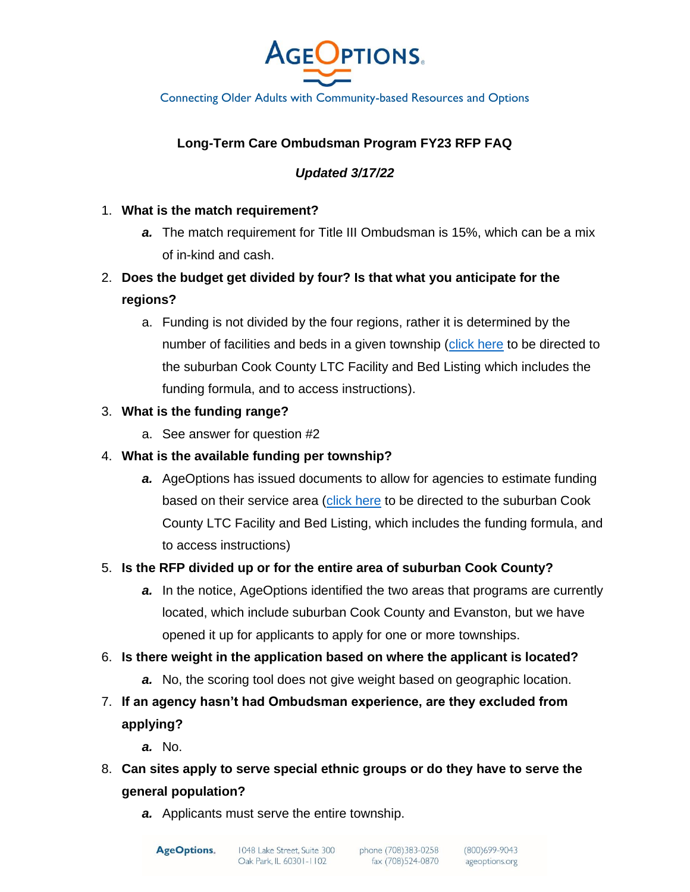AgeOptions

Connecting Older Adults with Community-based Resources and Options

# Long-Term Care Ombudsman Program FY23 RFP FAQ

***Updated 3/17/22***

1. **What is the match requirement?**
   - ***a.*** The match requirement for Title III Ombudsman is 15%, which can be a mix of in-kind and cash.
2. **Does the budget get divided by four? Is that what you anticipate for the regions?**
   - a. Funding is not divided by the four regions, rather it is determined by the number of facilities and beds in a given township (click here to be directed to the suburban Cook County LTC Facility and Bed Listing which includes the funding formula, and to access instructions).
3. **What is the funding range?**
   - a. See answer for question #2
4. **What is the available funding per township?**
   - ***a.*** AgeOptions has issued documents to allow for agencies to estimate funding based on their service area (click here to be directed to the suburban Cook County LTC Facility and Bed Listing, which includes the funding formula, and to access instructions)
5. **Is the RFP divided up or for the entire area of suburban Cook County?**
   - ***a.*** In the notice, AgeOptions identified the two areas that programs are currently located, which include suburban Cook County and Evanston, but we have opened it up for applicants to apply for one or more townships.
6. **Is there weight in the application based on where the applicant is located?**
   - ***a.*** No, the scoring tool does not give weight based on geographic location.
7. **If an agency hasn't had Ombudsman experience, are they excluded from applying?**
   - ***a.*** No.
8. **Can sites apply to serve special ethnic groups or do they have to serve the general population?**
   - ***a.*** Applicants must serve the entire township.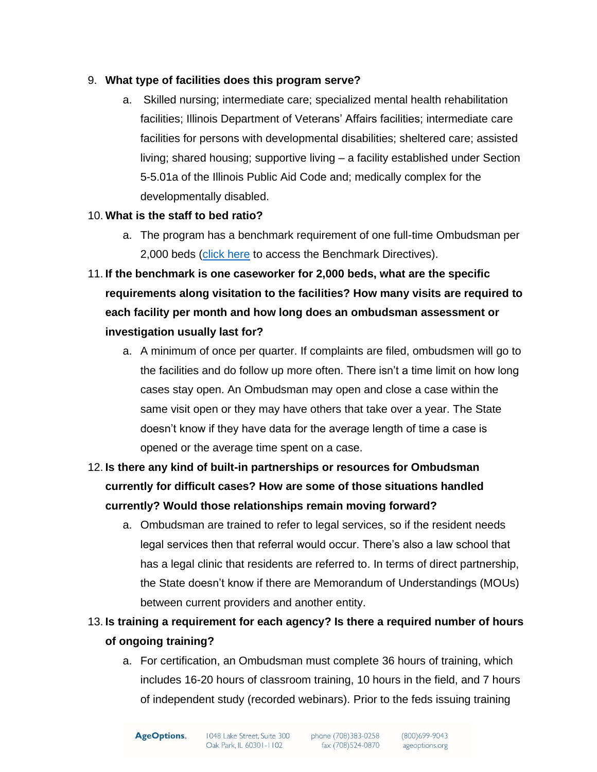9. **What type of facilities does this program serve?**
    a. Skilled nursing; intermediate care; specialized mental health rehabilitation facilities; Illinois Department of Veterans' Affairs facilities; intermediate care facilities for persons with developmental disabilities; sheltered care; assisted living; shared housing; supportive living – a facility established under Section 5-5.01a of the Illinois Public Aid Code and; medically complex for the developmentally disabled.
10. **What is the staff to bed ratio?**
    a. The program has a benchmark requirement of one full-time Ombudsman per 2,000 beds (click here to access the Benchmark Directives).
11. **If the benchmark is one caseworker for 2,000 beds, what are the specific requirements along visitation to the facilities? How many visits are required to each facility per month and how long does an ombudsman assessment or investigation usually last for?**
    a. A minimum of once per quarter. If complaints are filed, ombudsmen will go to the facilities and do follow up more often. There isn't a time limit on how long cases stay open. An Ombudsman may open and close a case within the same visit open or they may have others that take over a year. The State doesn't know if they have data for the average length of time a case is opened or the average time spent on a case.
12. **Is there any kind of built-in partnerships or resources for Ombudsman currently for difficult cases? How are some of those situations handled currently? Would those relationships remain moving forward?**
    a. Ombudsman are trained to refer to legal services, so if the resident needs legal services then that referral would occur. There's also a law school that has a legal clinic that residents are referred to. In terms of direct partnership, the State doesn't know if there are Memorandum of Understandings (MOUs) between current providers and another entity.
13. **Is training a requirement for each agency? Is there a required number of hours of ongoing training?**
    a. For certification, an Ombudsman must complete 36 hours of training, which includes 16-20 hours of classroom training, 10 hours in the field, and 7 hours of independent study (recorded webinars). Prior to the feds issuing training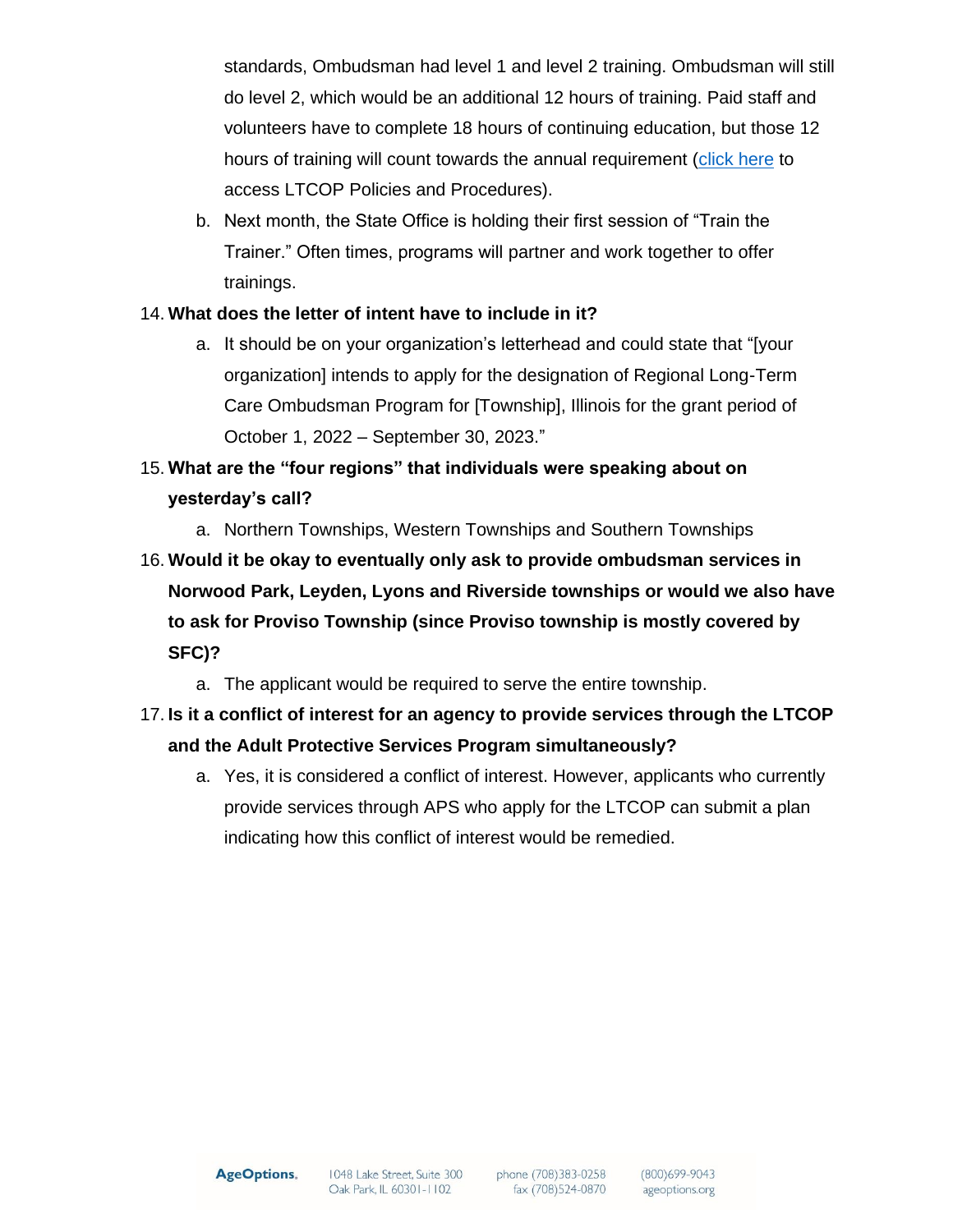standards, Ombudsman had level 1 and level 2 training. Ombudsman will still do level 2, which would be an additional 12 hours of training. Paid staff and volunteers have to complete 18 hours of continuing education, but those 12 hours of training will count towards the annual requirement (click here to access LTCOP Policies and Procedures).

   b. Next month, the State Office is holding their first session of "Train the Trainer." Often times, programs will partner and work together to offer trainings.

14. **What does the letter of intent have to include in it?**
    a. It should be on your organization's letterhead and could state that "[your organization] intends to apply for the designation of Regional Long-Term Care Ombudsman Program for [Township], Illinois for the grant period of October 1, 2022 – September 30, 2023."

15. **What are the "four regions" that individuals were speaking about on yesterday's call?**
    a. Northern Townships, Western Townships and Southern Townships

16. **Would it be okay to eventually only ask to provide ombudsman services in Norwood Park, Leyden, Lyons and Riverside townships or would we also have to ask for Proviso Township (since Proviso township is mostly covered by SFC)?**
    a. The applicant would be required to serve the entire township.

17. **Is it a conflict of interest for an agency to provide services through the LTCOP and the Adult Protective Services Program simultaneously?**
    a. Yes, it is considered a conflict of interest. However, applicants who currently provide services through APS who apply for the LTCOP can submit a plan indicating how this conflict of interest would be remedied.